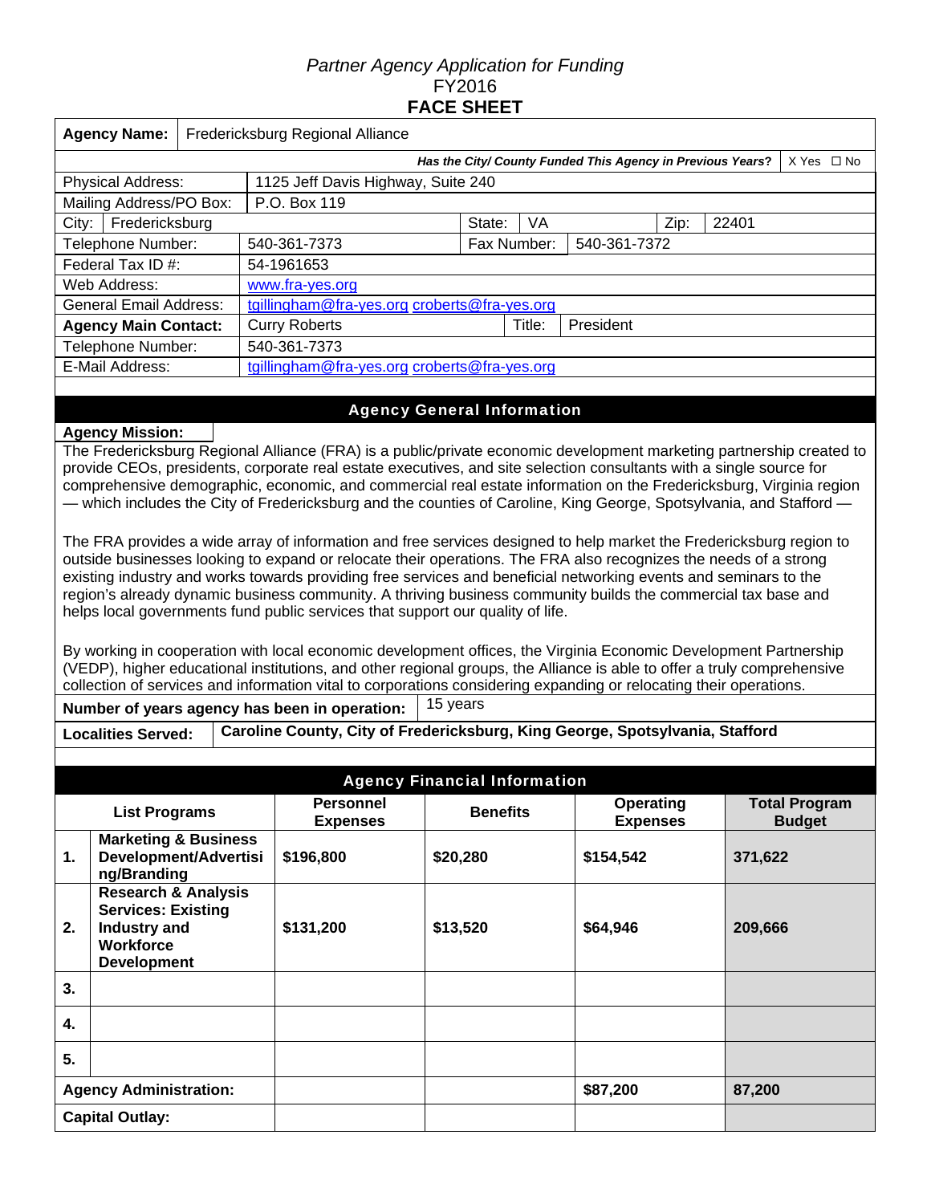*Partner Agency Application for Funding*
FY2016
**FACE SHEET**

| **Agency Name:** | Fredericksburg Regional Alliance | | | | |
|---|---|---|---|---|---|
| ***Has the City/ County Funded This Agency in Previous Years?*** | | | | | X Yes ☐ No |
| Physical Address: | 1125 Jeff Davis Highway, Suite 240 | | | | |
| Mailing Address/PO Box: | P.O. Box 119 | | | | |
| City: Fredericksburg | | State: VA | | Zip: 22401 | |
| Telephone Number: | 540-361-7373 | Fax Number: | 540-361-7372 | | |
| Federal Tax ID #: | 54-1961653 | | | | |
| Web Address: | www.fra-yes.org | | | | |
| General Email Address: | tgillingham@fra-yes.org croberts@fra-yes.org | | | | |
| **Agency Main Contact:** | Curry Roberts | Title: | President | | |
| Telephone Number: | 540-361-7373 | | | | |
| E-Mail Address: | tgillingham@fra-yes.org croberts@fra-yes.org | | | | |

## Agency General Information

**Agency Mission:**

The Fredericksburg Regional Alliance (FRA) is a public/private economic development marketing partnership created to provide CEOs, presidents, corporate real estate executives, and site selection consultants with a single source for comprehensive demographic, economic, and commercial real estate information on the Fredericksburg, Virginia region — which includes the City of Fredericksburg and the counties of Caroline, King George, Spotsylvania, and Stafford —

The FRA provides a wide array of information and free services designed to help market the Fredericksburg region to outside businesses looking to expand or relocate their operations. The FRA also recognizes the needs of a strong existing industry and works towards providing free services and beneficial networking events and seminars to the region's already dynamic business community. A thriving business community builds the commercial tax base and helps local governments fund public services that support our quality of life.

By working in cooperation with local economic development offices, the Virginia Economic Development Partnership (VEDP), higher educational institutions, and other regional groups, the Alliance is able to offer a truly comprehensive collection of services and information vital to corporations considering expanding or relocating their operations.

**Number of years agency has been in operation:** 15 years

**Localities Served:** **Caroline County, City of Fredericksburg, King George, Spotsylvania, Stafford**

## Agency Financial Information

| | **List Programs** | **Personnel Expenses** | **Benefits** | **Operating Expenses** | **Total Program Budget** |
|---|---|---|---|---|---|
| **1.** | **Marketing & Business Development/Advertising/Branding** | **$196,800** | **$20,280** | **$154,542** | **371,622** |
| **2.** | **Research & Analysis Services: Existing Industry and Workforce Development** | **$131,200** | **$13,520** | **$64,946** | **209,666** |
| **3.** | | | | | |
| **4.** | | | | | |
| **5.** | | | | | |
| **Agency Administration:** | | | | **$87,200** | **87,200** |
| **Capital Outlay:** | | | | | |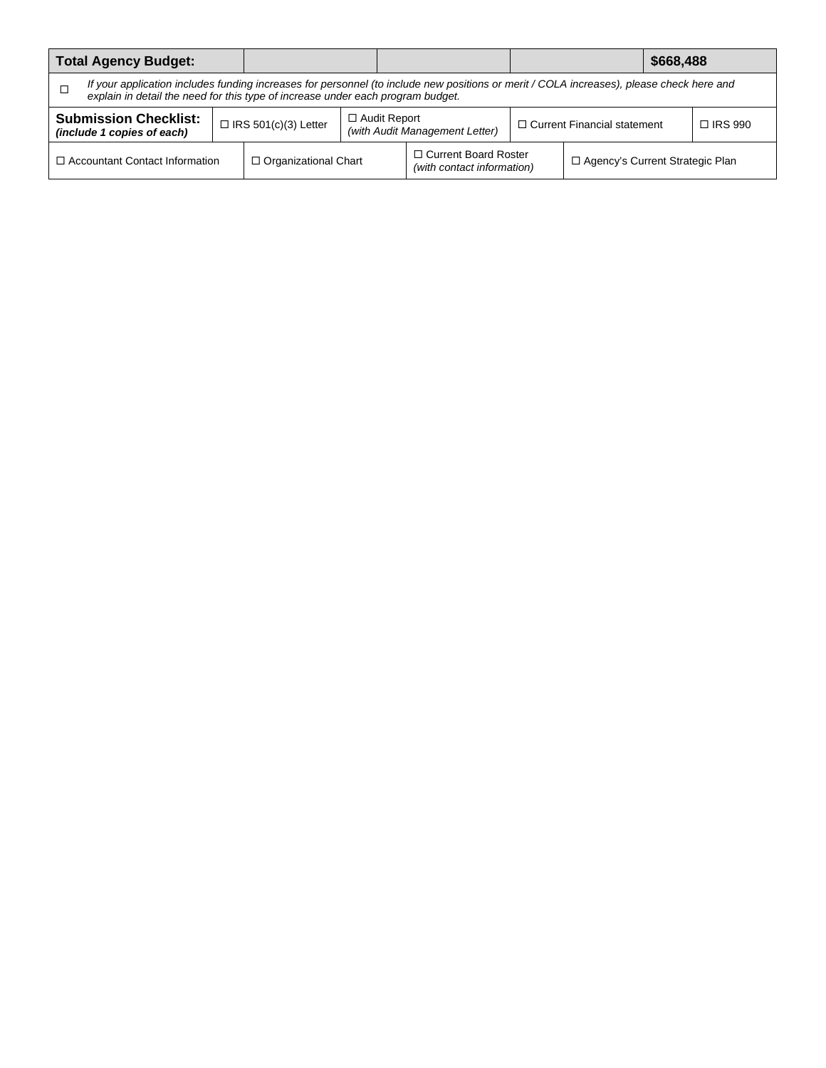| Total Agency Budget: | | | | $668,488 |
|---|---|---|---|---|

| ☐ | *If your application includes funding increases for personnel (to include new positions or merit / COLA increases), please check here and explain in detail the need for this type of increase under each program budget.* |
|---|---|

| **Submission Checklist:** ***(include 1 copies of each)*** | ☐ IRS 501(c)(3) Letter | ☐ Audit Report *(with Audit Management Letter)* | ☐ Current Financial statement | ☐ IRS 990 |
|---|---|---|---|---|

| ☐ Accountant Contact Information | ☐ Organizational Chart | ☐ Current Board Roster *(with contact information)* | ☐ Agency's Current Strategic Plan |
|---|---|---|---|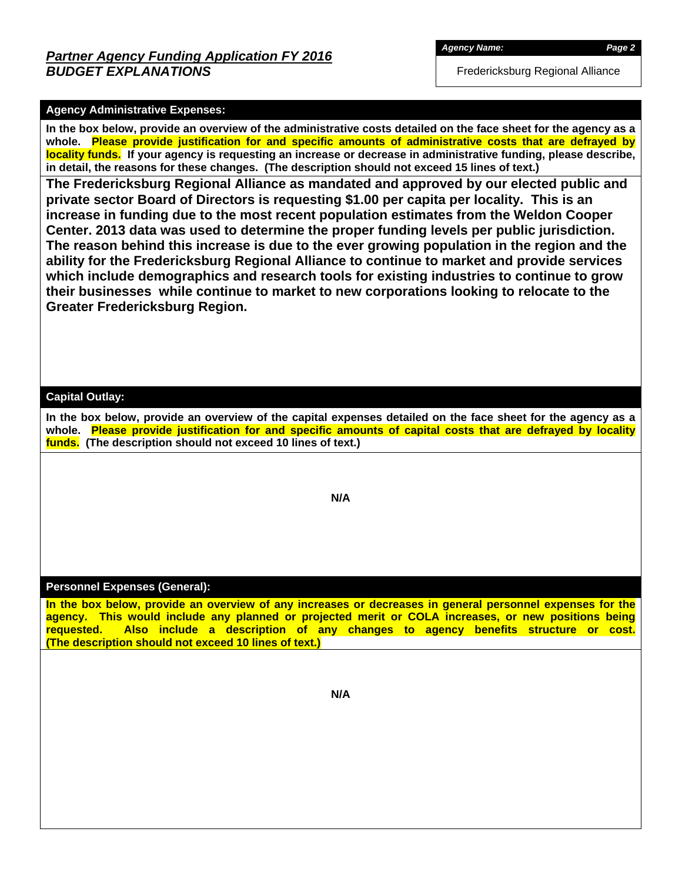***Partner Agency Funding Application FY 2016***
***BUDGET EXPLANATIONS***

***Agency Name:***

Fredericksburg Regional Alliance

## Agency Administrative Expenses:

**In the box below, provide an overview of the administrative costs detailed on the face sheet for the agency as a whole. Please provide justification for and specific amounts of administrative costs that are defrayed by locality funds. If your agency is requesting an increase or decrease in administrative funding, please describe, in detail, the reasons for these changes. (The description should not exceed 15 lines of text.)**

**The Fredericksburg Regional Alliance as mandated and approved by our elected public and private sector Board of Directors is requesting $1.00 per capita per locality. This is an increase in funding due to the most recent population estimates from the Weldon Cooper Center. 2013 data was used to determine the proper funding levels per public jurisdiction. The reason behind this increase is due to the ever growing population in the region and the ability for the Fredericksburg Regional Alliance to continue to market and provide services which include demographics and research tools for existing industries to continue to grow their businesses while continue to market to new corporations looking to relocate to the Greater Fredericksburg Region.**

## Capital Outlay:

**In the box below, provide an overview of the capital expenses detailed on the face sheet for the agency as a whole. Please provide justification for and specific amounts of capital costs that are defrayed by locality funds. (The description should not exceed 10 lines of text.)**

**N/A**

## Personnel Expenses (General):

**In the box below, provide an overview of any increases or decreases in general personnel expenses for the agency. This would include any planned or projected merit or COLA increases, or new positions being requested. Also include a description of any changes to agency benefits structure or cost. (The description should not exceed 10 lines of text.)**

**N/A**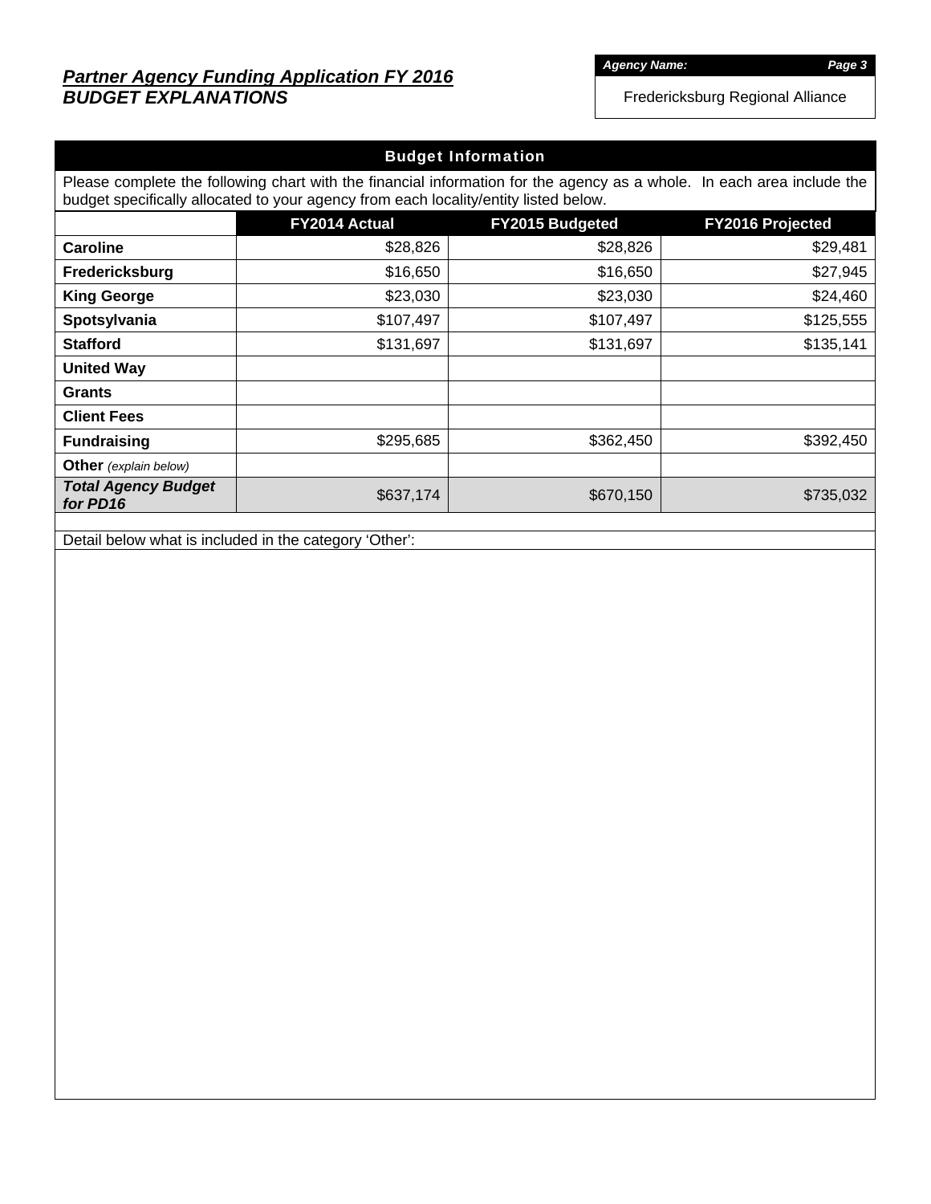## *Partner Agency Funding Application FY 2016*
## *BUDGET EXPLANATIONS*

***Agency Name:***

Fredericksburg Regional Alliance

### Budget Information

Please complete the following chart with the financial information for the agency as a whole. In each area include the budget specifically allocated to your agency from each locality/entity listed below.

| | FY2014 Actual | FY2015 Budgeted | FY2016 Projected |
|---|---|---|---|
| **Caroline** | $28,826 | $28,826 | $29,481 |
| **Fredericksburg** | $16,650 | $16,650 | $27,945 |
| **King George** | $23,030 | $23,030 | $24,460 |
| **Spotsylvania** | $107,497 | $107,497 | $125,555 |
| **Stafford** | $131,697 | $131,697 | $135,141 |
| **United Way** | | | |
| **Grants** | | | |
| **Client Fees** | | | |
| **Fundraising** | $295,685 | $362,450 | $392,450 |
| **Other** *(explain below)* | | | |
| ***Total Agency Budget for PD16*** | $637,174 | $670,150 | $735,032 |

Detail below what is included in the category 'Other':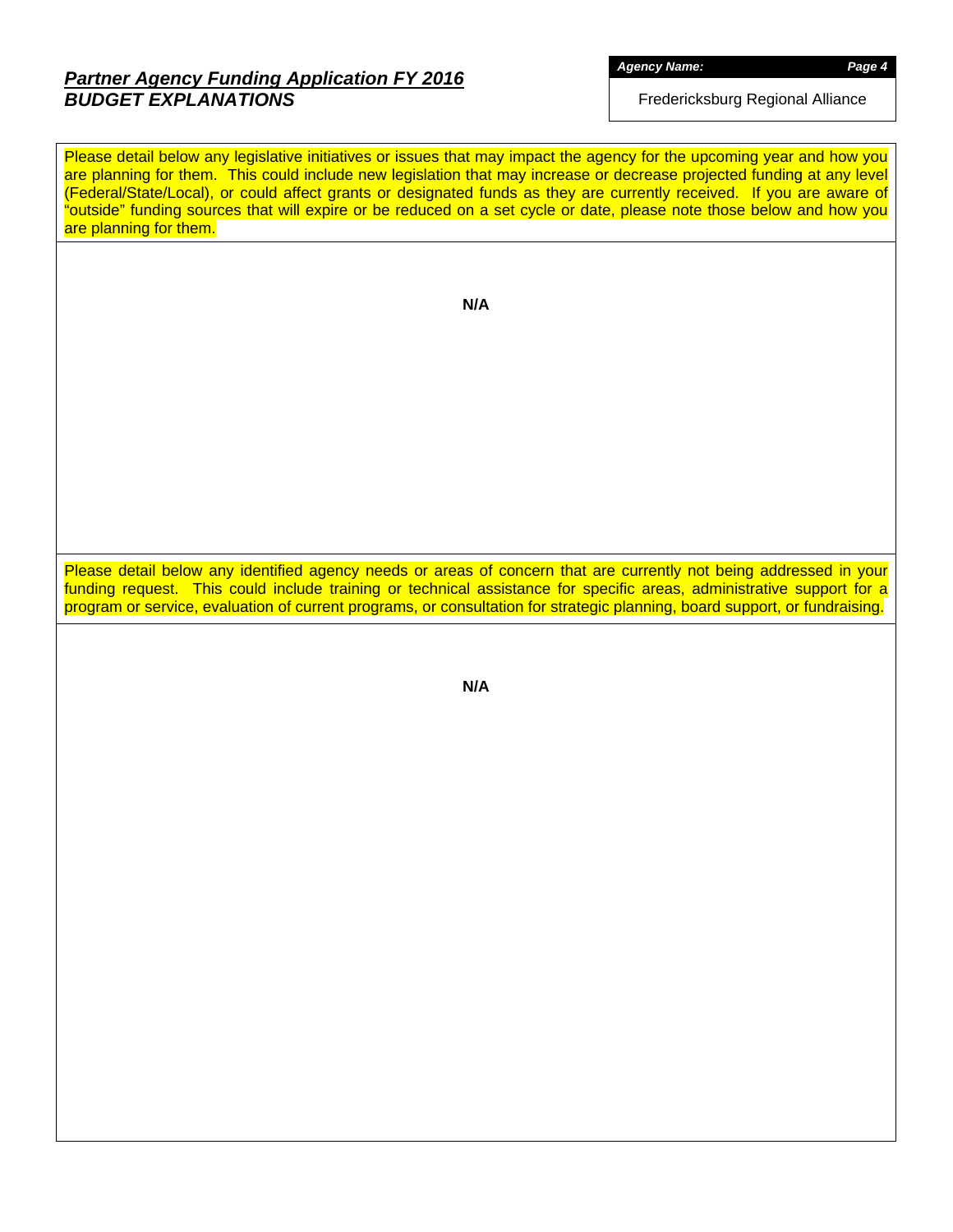## *Partner Agency Funding Application FY 2016*
## *BUDGET EXPLANATIONS*

***Agency Name:***

Fredericksburg Regional Alliance

Please detail below any legislative initiatives or issues that may impact the agency for the upcoming year and how you are planning for them. This could include new legislation that may increase or decrease projected funding at any level (Federal/State/Local), or could affect grants or designated funds as they are currently received. If you are aware of "outside" funding sources that will expire or be reduced on a set cycle or date, please note those below and how you are planning for them.

**N/A**

Please detail below any identified agency needs or areas of concern that are currently not being addressed in your funding request. This could include training or technical assistance for specific areas, administrative support for a program or service, evaluation of current programs, or consultation for strategic planning, board support, or fundraising.

**N/A**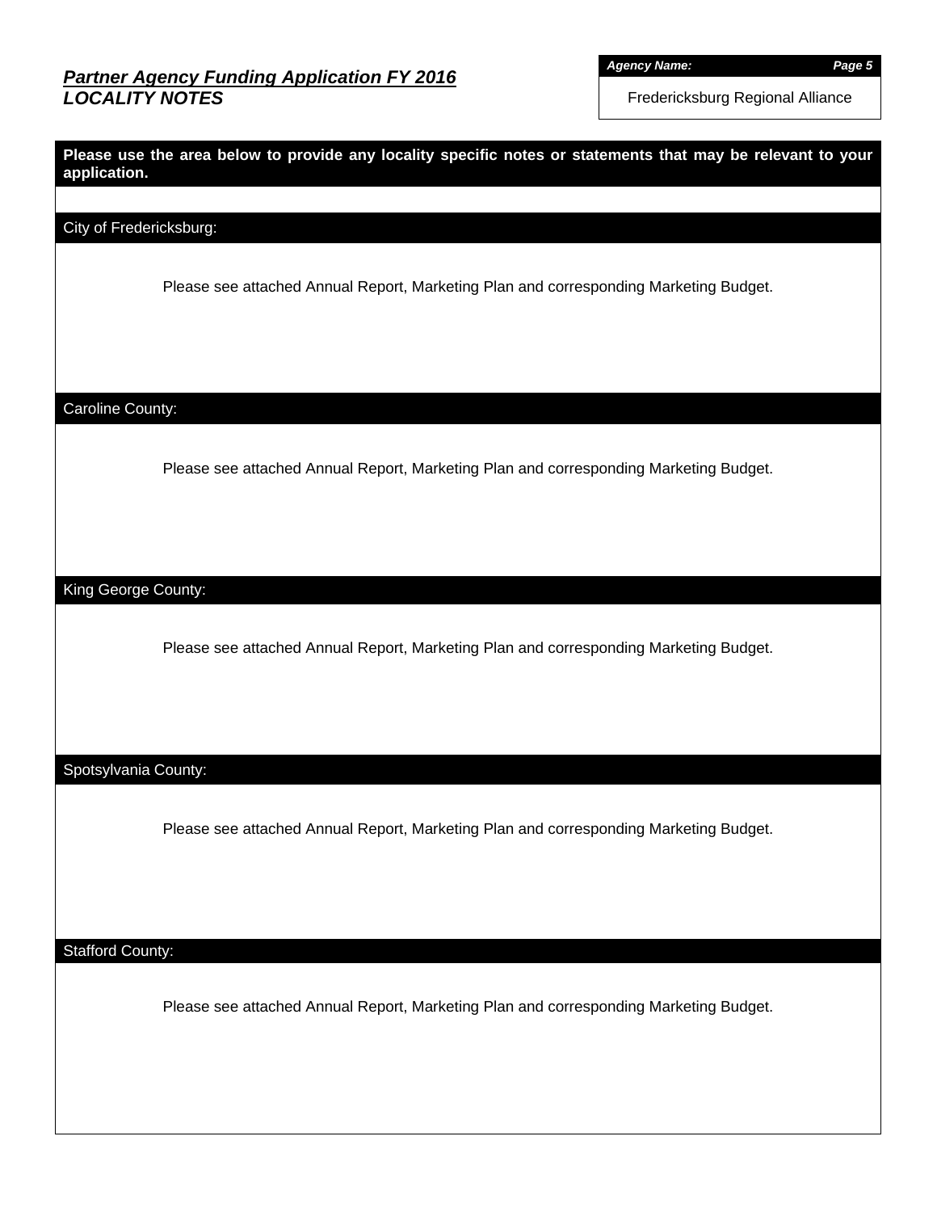## *Partner Agency Funding Application FY 2016*
## *LOCALITY NOTES*

***Agency Name:***

Fredericksburg Regional Alliance

**Please use the area below to provide any locality specific notes or statements that may be relevant to your application.**

### City of Fredericksburg:

Please see attached Annual Report, Marketing Plan and corresponding Marketing Budget.

### Caroline County:

Please see attached Annual Report, Marketing Plan and corresponding Marketing Budget.

### King George County:

Please see attached Annual Report, Marketing Plan and corresponding Marketing Budget.

### Spotsylvania County:

Please see attached Annual Report, Marketing Plan and corresponding Marketing Budget.

### Stafford County:

Please see attached Annual Report, Marketing Plan and corresponding Marketing Budget.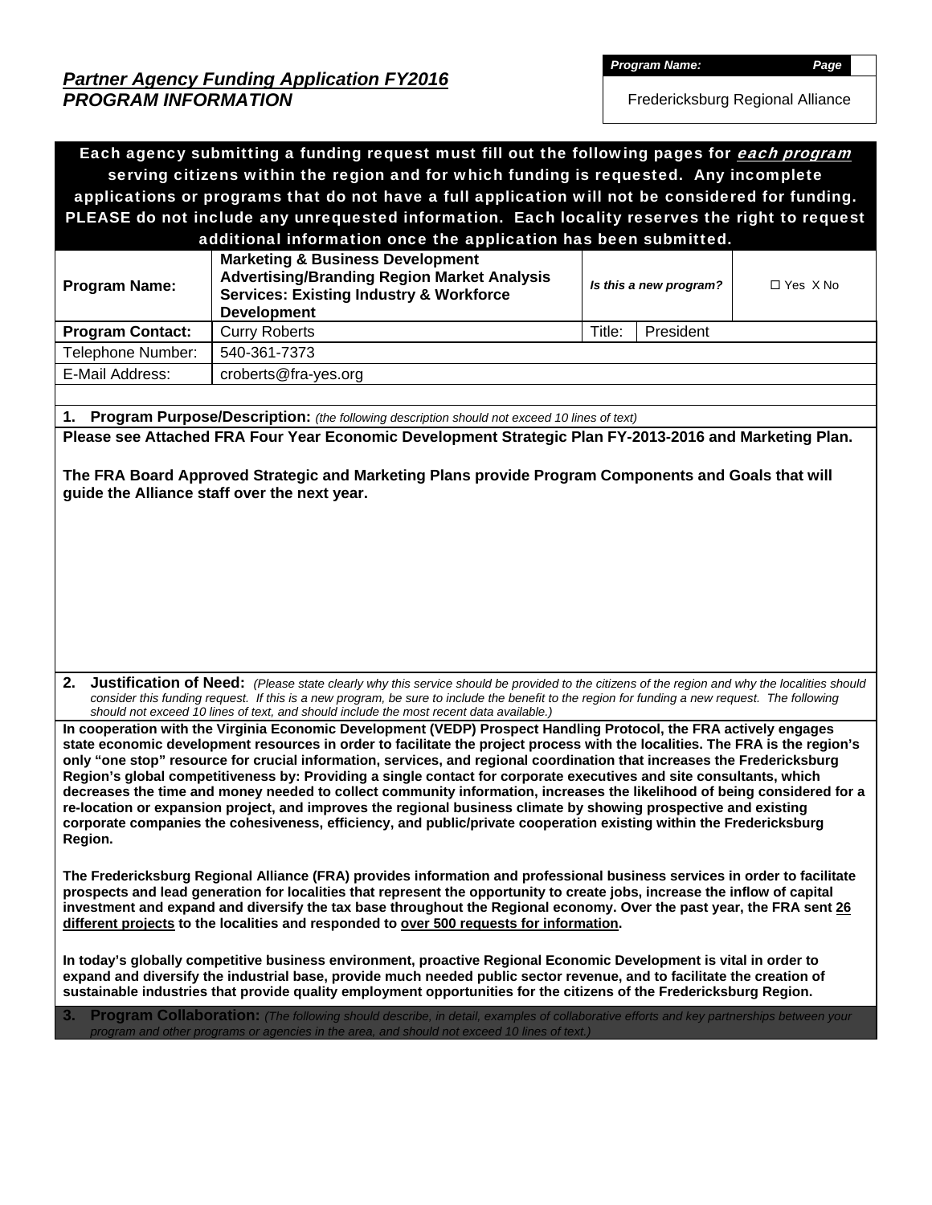## *Partner Agency Funding Application FY2016*
## *PROGRAM INFORMATION*

| ***Program Name:*** | ***Page*** |
|---|---|
| Fredericksburg Regional Alliance | |

**Each agency submitting a funding request must fill out the following pages for *each program* serving citizens within the region and for which funding is requested. Any incomplete applications or programs that do not have a full application will not be considered for funding. PLEASE do not include any unrequested information. Each locality reserves the right to request additional information once the application has been submitted.**

| **Program Name:** | **Marketing & Business Development Advertising/Branding Region Market Analysis Services: Existing Industry & Workforce Development** | ***Is this a new program?*** | ☐ Yes X No |
|---|---|---|---|
| **Program Contact:** | Curry Roberts | Title: | President |
| Telephone Number: | 540-361-7373 | | |
| E-Mail Address: | croberts@fra-yes.org | | |

**1. Program Purpose/Description:** *(the following description should not exceed 10 lines of text)*

**Please see Attached FRA Four Year Economic Development Strategic Plan FY-2013-2016 and Marketing Plan.**

**The FRA Board Approved Strategic and Marketing Plans provide Program Components and Goals that will guide the Alliance staff over the next year.**

**2. Justification of Need:** *(Please state clearly why this service should be provided to the citizens of the region and why the localities should consider this funding request. If this is a new program, be sure to include the benefit to the region for funding a new request. The following should not exceed 10 lines of text, and should include the most recent data available.)*

**In cooperation with the Virginia Economic Development (VEDP) Prospect Handling Protocol, the FRA actively engages state economic development resources in order to facilitate the project process with the localities. The FRA is the region's only "one stop" resource for crucial information, services, and regional coordination that increases the Fredericksburg Region's global competitiveness by: Providing a single contact for corporate executives and site consultants, which decreases the time and money needed to collect community information, increases the likelihood of being considered for a re-location or expansion project, and improves the regional business climate by showing prospective and existing corporate companies the cohesiveness, efficiency, and public/private cooperation existing within the Fredericksburg Region.**

**The Fredericksburg Regional Alliance (FRA) provides information and professional business services in order to facilitate prospects and lead generation for localities that represent the opportunity to create jobs, increase the inflow of capital investment and expand and diversify the tax base throughout the Regional economy. Over the past year, the FRA sent <u>26 different projects</u> to the localities and responded to <u>over 500 requests for information</u>.**

**In today's globally competitive business environment, proactive Regional Economic Development is vital in order to expand and diversify the industrial base, provide much needed public sector revenue, and to facilitate the creation of sustainable industries that provide quality employment opportunities for the citizens of the Fredericksburg Region.**

**3. Program Collaboration:** *(The following should describe, in detail, examples of collaborative efforts and key partnerships between your program and other programs or agencies in the area, and should not exceed 10 lines of text.)*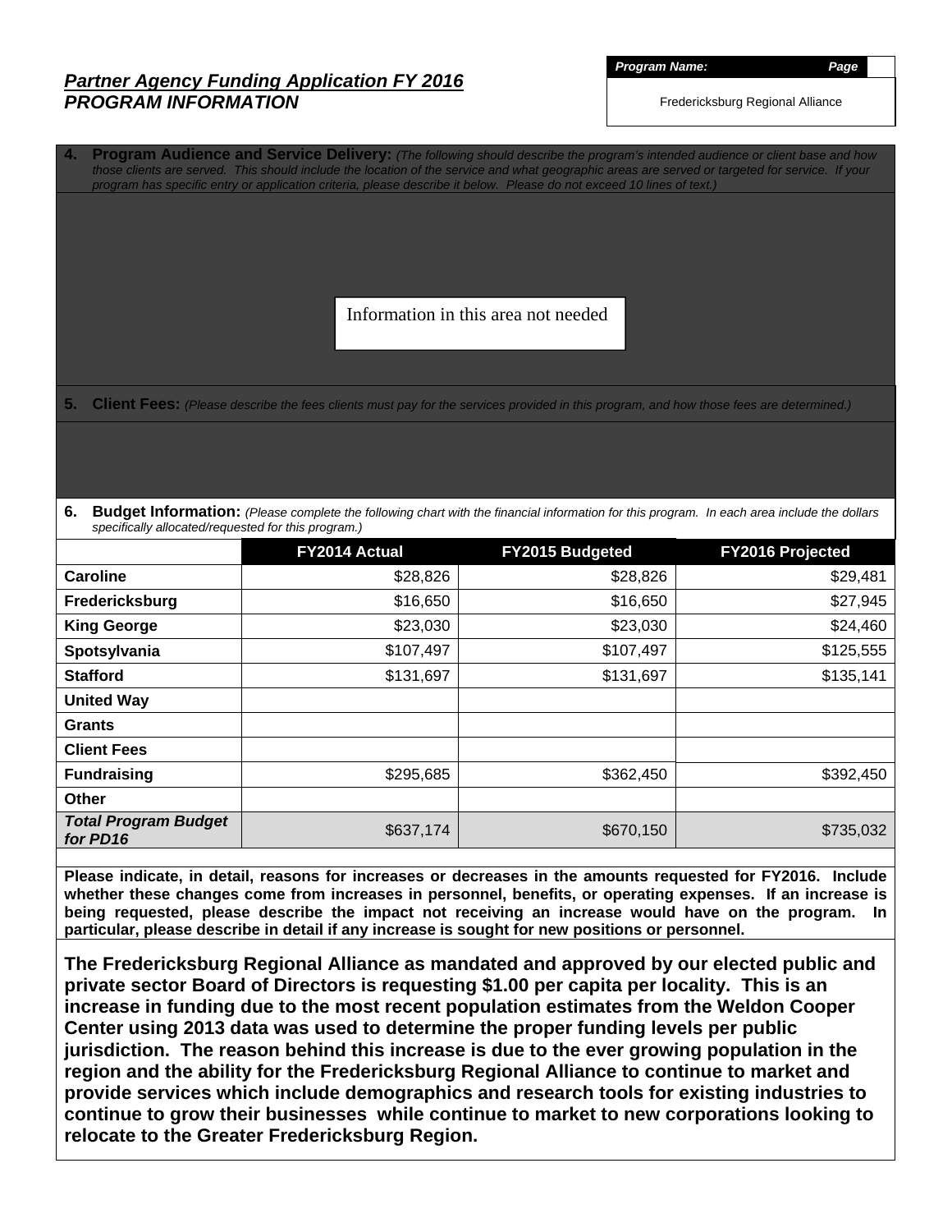## *Partner Agency Funding Application FY 2016*
## *PROGRAM INFORMATION*

***Program Name:*** ***Page***

Fredericksburg Regional Alliance

**4. Program Audience and Service Delivery:** *(The following should describe the program's intended audience or client base and how those clients are served. This should include the location of the service and what geographic areas are served or targeted for service. If your program has specific entry or application criteria, please describe it below. Please do not exceed 10 lines of text.)*

Information in this area not needed

**5. Client Fees:** *(Please describe the fees clients must pay for the services provided in this program, and how those fees are determined.)*

**6. Budget Information:** *(Please complete the following chart with the financial information for this program. In each area include the dollars specifically allocated/requested for this program.)*

| | FY2014 Actual | FY2015 Budgeted | FY2016 Projected |
|---|---|---|---|
| **Caroline** | $28,826 | $28,826 | $29,481 |
| **Fredericksburg** | $16,650 | $16,650 | $27,945 |
| **King George** | $23,030 | $23,030 | $24,460 |
| **Spotsylvania** | $107,497 | $107,497 | $125,555 |
| **Stafford** | $131,697 | $131,697 | $135,141 |
| **United Way** | | | |
| **Grants** | | | |
| **Client Fees** | | | |
| **Fundraising** | $295,685 | $362,450 | $392,450 |
| **Other** | | | |
| ***Total Program Budget for PD16*** | $637,174 | $670,150 | $735,032 |

**Please indicate, in detail, reasons for increases or decreases in the amounts requested for FY2016. Include whether these changes come from increases in personnel, benefits, or operating expenses. If an increase is being requested, please describe the impact not receiving an increase would have on the program. In particular, please describe in detail if any increase is sought for new positions or personnel.**

**The Fredericksburg Regional Alliance as mandated and approved by our elected public and private sector Board of Directors is requesting $1.00 per capita per locality. This is an increase in funding due to the most recent population estimates from the Weldon Cooper Center using 2013 data was used to determine the proper funding levels per public jurisdiction. The reason behind this increase is due to the ever growing population in the region and the ability for the Fredericksburg Regional Alliance to continue to market and provide services which include demographics and research tools for existing industries to continue to grow their businesses while continue to market to new corporations looking to relocate to the Greater Fredericksburg Region.**